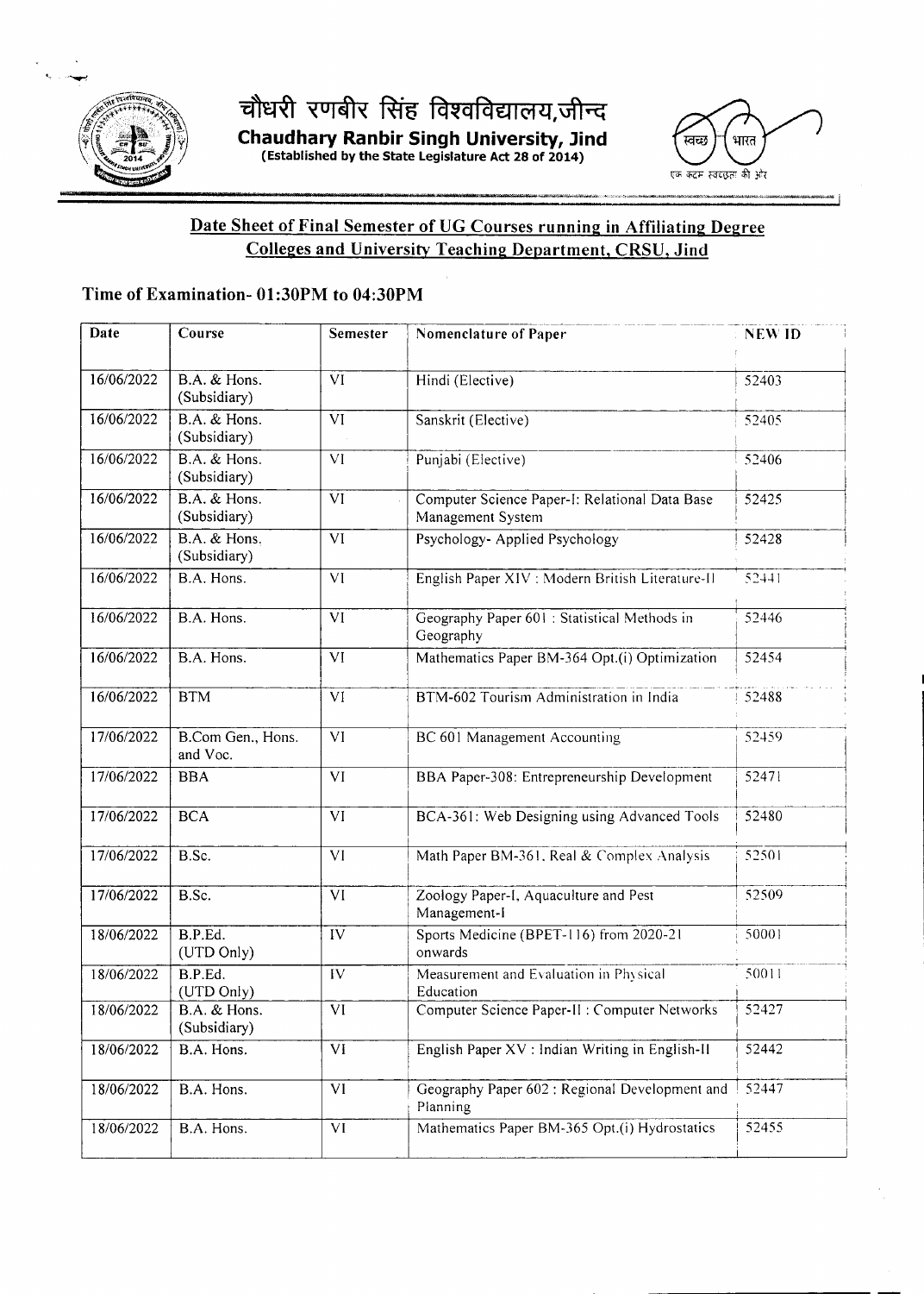# चौधरी रणबीर सिंह विश्वविद्यालय,जीन्द

**Chaudhary Ranbir Singh University, Jind**

**(Established by the State Legislature Act 28 of 2014)**

स्वच्छ भारत

एक कदम स्वच्छता की ओर

## Date Sheet of Final Semester of UG Courses running in Affiliating Degree Colleges and University Teaching Department, CRSU, Jind

### Time of Examination- 01:30PM to 04:30PM

| Date | Course | Semester | Nomenclature of Paper | NEW ID |
|---|---|---|---|---|
| 16/06/2022 | B.A. & Hons. (Subsidiary) | VI | Hindi (Elective) | 52403 |
| 16/06/2022 | B.A. & Hons. (Subsidiary) | VI | Sanskrit (Elective) | 52405 |
| 16/06/2022 | B.A. & Hons. (Subsidiary) | VI | Punjabi (Elective) | 52406 |
| 16/06/2022 | B.A. & Hons. (Subsidiary) | VI | Computer Science Paper-I: Relational Data Base Management System | 52425 |
| 16/06/2022 | B.A. & Hons. (Subsidiary) | VI | Psychology- Applied Psychology | 52428 |
| 16/06/2022 | B.A. Hons. | VI | English Paper XIV : Modern British Literature-II | 52441 |
| 16/06/2022 | B.A. Hons. | VI | Geography Paper 601 : Statistical Methods in Geography | 52446 |
| 16/06/2022 | B.A. Hons. | VI | Mathematics Paper BM-364 Opt.(i) Optimization | 52454 |
| 16/06/2022 | BTM | VI | BTM-602 Tourism Administration in India | 52488 |
| 17/06/2022 | B.Com Gen., Hons. and Voc. | VI | BC 601 Management Accounting | 52459 |
| 17/06/2022 | BBA | VI | BBA Paper-308: Entrepreneurship Development | 52471 |
| 17/06/2022 | BCA | VI | BCA-361: Web Designing using Advanced Tools | 52480 |
| 17/06/2022 | B.Sc. | VI | Math Paper BM-361, Real & Complex Analysis | 52501 |
| 17/06/2022 | B.Sc. | VI | Zoology Paper-I, Aquaculture and Pest Management-I | 52509 |
| 18/06/2022 | B.P.Ed. (UTD Only) | IV | Sports Medicine (BPET-116) from 2020-21 onwards | 50001 |
| 18/06/2022 | B.P.Ed. (UTD Only) | IV | Measurement and Evaluation in Physical Education | 50011 |
| 18/06/2022 | B.A. & Hons. (Subsidiary) | VI | Computer Science Paper-II : Computer Networks | 52427 |
| 18/06/2022 | B.A. Hons. | VI | English Paper XV : Indian Writing in English-II | 52442 |
| 18/06/2022 | B.A. Hons. | VI | Geography Paper 602 : Regional Development and Planning | 52447 |
| 18/06/2022 | B.A. Hons. | VI | Mathematics Paper BM-365 Opt.(i) Hydrostatics | 52455 |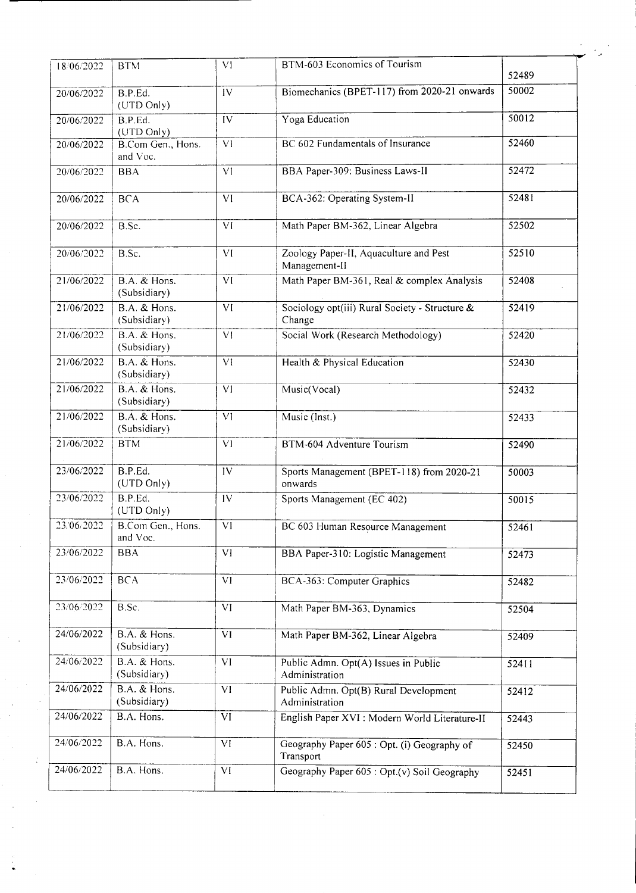| | | | | |
|---|---|---|---|---|
| 18/06/2022 | BTM | VI | BTM-603 Economics of Tourism | 52489 |
| 20/06/2022 | B.P.Ed. (UTD Only) | IV | Biomechanics (BPET-117) from 2020-21 onwards | 50002 |
| 20/06/2022 | B.P.Ed. (UTD Only) | IV | Yoga Education | 50012 |
| 20/06/2022 | B.Com Gen., Hons. and Voc. | VI | BC 602 Fundamentals of Insurance | 52460 |
| 20/06/2022 | BBA | VI | BBA Paper-309: Business Laws-II | 52472 |
| 20/06/2022 | BCA | VI | BCA-362: Operating System-II | 52481 |
| 20/06/2022 | B.Sc. | VI | Math Paper BM-362, Linear Algebra | 52502 |
| 20/06/2022 | B.Sc. | VI | Zoology Paper-II, Aquaculture and Pest Management-II | 52510 |
| 21/06/2022 | B.A. & Hons. (Subsidiary) | VI | Math Paper BM-361, Real & complex Analysis | 52408 |
| 21/06/2022 | B.A. & Hons. (Subsidiary) | VI | Sociology opt(iii) Rural Society - Structure & Change | 52419 |
| 21/06/2022 | B.A. & Hons. (Subsidiary) | VI | Social Work (Research Methodology) | 52420 |
| 21/06/2022 | B.A. & Hons. (Subsidiary) | VI | Health & Physical Education | 52430 |
| 21/06/2022 | B.A. & Hons. (Subsidiary) | VI | Music(Vocal) | 52432 |
| 21/06/2022 | B.A. & Hons. (Subsidiary) | VI | Music (Inst.) | 52433 |
| 21/06/2022 | BTM | VI | BTM-604 Adventure Tourism | 52490 |
| 23/06/2022 | B.P.Ed. (UTD Only) | IV | Sports Management (BPET-118) from 2020-21 onwards | 50003 |
| 23/06/2022 | B.P.Ed. (UTD Only) | IV | Sports Management (EC 402) | 50015 |
| 23/06/2022 | B.Com Gen., Hons. and Voc. | VI | BC 603 Human Resource Management | 52461 |
| 23/06/2022 | BBA | VI | BBA Paper-310: Logistic Management | 52473 |
| 23/06/2022 | BCA | VI | BCA-363: Computer Graphics | 52482 |
| 23/06/2022 | B.Sc. | VI | Math Paper BM-363, Dynamics | 52504 |
| 24/06/2022 | B.A. & Hons. (Subsidiary) | VI | Math Paper BM-362, Linear Algebra | 52409 |
| 24/06/2022 | B.A. & Hons. (Subsidiary) | VI | Public Admn. Opt(A) Issues in Public Administration | 52411 |
| 24/06/2022 | B.A. & Hons. (Subsidiary) | VI | Public Admn. Opt(B) Rural Development Administration | 52412 |
| 24/06/2022 | B.A. Hons. | VI | English Paper XVI : Modern World Literature-II | 52443 |
| 24/06/2022 | B.A. Hons. | VI | Geography Paper 605 : Opt. (i) Geography of Transport | 52450 |
| 24/06/2022 | B.A. Hons. | VI | Geography Paper 605 : Opt.(v) Soil Geography | 52451 |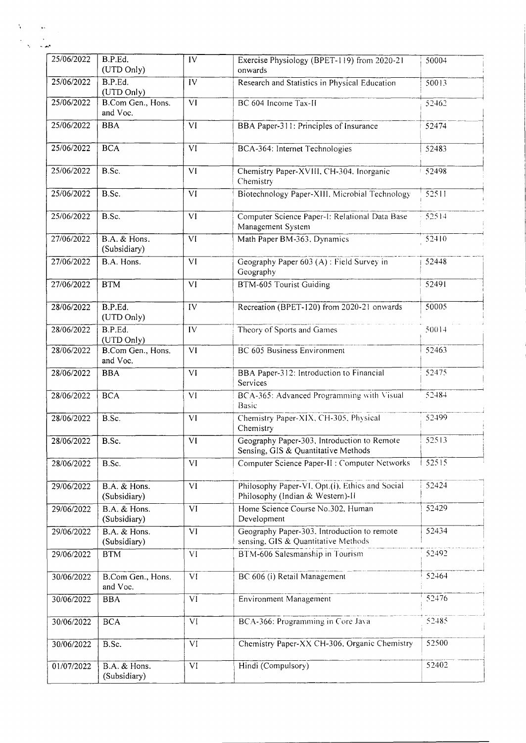| | | | | |
|---|---|---|---|---|
| 25/06/2022 | B.P.Ed. (UTD Only) | IV | Exercise Physiology (BPET-119) from 2020-21 onwards | 50004 |
| 25/06/2022 | B.P.Ed. (UTD Only) | IV | Research and Statistics in Physical Education | 50013 |
| 25/06/2022 | B.Com Gen., Hons. and Voc. | VI | BC 604 Income Tax-II | 52462 |
| 25/06/2022 | BBA | VI | BBA Paper-311: Principles of Insurance | 52474 |
| 25/06/2022 | BCA | VI | BCA-364: Internet Technologies | 52483 |
| 25/06/2022 | B.Sc. | VI | Chemistry Paper-XVIII, CH-304, Inorganic Chemistry | 52498 |
| 25/06/2022 | B.Sc. | VI | Biotechnology Paper-XIII, Microbial Technology | 52511 |
| 25/06/2022 | B.Sc. | VI | Computer Science Paper-I: Relational Data Base Management System | 52514 |
| 27/06/2022 | B.A. & Hons. (Subsidiary) | VI | Math Paper BM-363, Dynamics | 52410 |
| 27/06/2022 | B.A. Hons. | VI | Geography Paper 603 (A) : Field Survey in Geography | 52448 |
| 27/06/2022 | BTM | VI | BTM-605 Tourist Guiding | 52491 |
| 28/06/2022 | B.P.Ed. (UTD Only) | IV | Recreation (BPET-120) from 2020-21 onwards | 50005 |
| 28/06/2022 | B.P.Ed. (UTD Only) | IV | Theory of Sports and Games | 50014 |
| 28/06/2022 | B.Com Gen., Hons. and Voc. | VI | BC 605 Business Environment | 52463 |
| 28/06/2022 | BBA | VI | BBA Paper-312: Introduction to Financial Services | 52475 |
| 28/06/2022 | BCA | VI | BCA-365: Advanced Programming with Visual Basic | 52484 |
| 28/06/2022 | B.Sc. | VI | Chemistry Paper-XIX, CH-305, Physical Chemistry | 52499 |
| 28/06/2022 | B.Sc. | VI | Geography Paper-303, Introduction to Remote Sensing, GIS & Quantitative Methods | 52513 |
| 28/06/2022 | B.Sc. | VI | Computer Science Paper-II : Computer Networks | 52515 |
| 29/06/2022 | B.A. & Hons. (Subsidiary) | VI | Philosophy Paper-VI, Opt.(i), Ethics and Social Philosophy (Indian & Western)-II | 52424 |
| 29/06/2022 | B.A. & Hons. (Subsidiary) | VI | Home Science Course No.302, Human Development | 52429 |
| 29/06/2022 | B.A. & Hons. (Subsidiary) | VI | Geography Paper-303, Introduction to remote sensing, GIS & Quantitative Methods | 52434 |
| 29/06/2022 | BTM | VI | BTM-606 Salesmanship in Tourism | 52492 |
| 30/06/2022 | B.Com Gen., Hons. and Voc. | VI | BC 606 (i) Retail Management | 52464 |
| 30/06/2022 | BBA | VI | Environment Management | 52476 |
| 30/06/2022 | BCA | VI | BCA-366: Programming in Core Java | 52485 |
| 30/06/2022 | B.Sc. | VI | Chemistry Paper-XX CH-306, Organic Chemistry | 52500 |
| 01/07/2022 | B.A. & Hons. (Subsidiary) | VI | Hindi (Compulsory) | 52402 |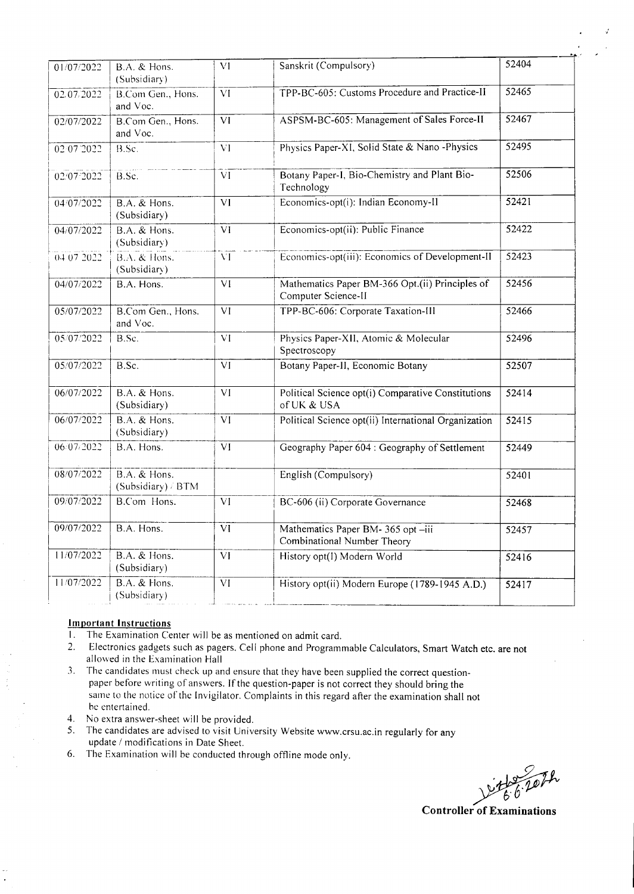| | | | | |
|---|---|---|---|---|
| 01/07/2022 | B.A. & Hons. (Subsidiary) | VI | Sanskrit (Compulsory) | 52404 |
| 02.07.2022 | B.Com Gen., Hons. and Voc. | VI | TPP-BC-605: Customs Procedure and Practice-II | 52465 |
| 02/07/2022 | B.Com Gen., Hons. and Voc. | VI | ASPSM-BC-605: Management of Sales Force-II | 52467 |
| 02/07/2022 | B.Sc. | VI | Physics Paper-XI, Solid State & Nano -Physics | 52495 |
| 02/07/2022 | B.Sc. | VI | Botany Paper-I, Bio-Chemistry and Plant Bio-Technology | 52506 |
| 04/07/2022 | B.A. & Hons. (Subsidiary) | VI | Economics-opt(i): Indian Economy-II | 52421 |
| 04/07/2022 | B.A. & Hons. (Subsidiary) | VI | Economics-opt(ii): Public Finance | 52422 |
| 04/07/2022 | B.A. & Hons. (Subsidiary) | VI | Economics-opt(iii): Economics of Development-II | 52423 |
| 04/07/2022 | B.A. Hons. | VI | Mathematics Paper BM-366 Opt.(ii) Principles of Computer Science-II | 52456 |
| 05/07/2022 | B.Com Gen., Hons. and Voc. | VI | TPP-BC-606: Corporate Taxation-III | 52466 |
| 05/07/2022 | B.Sc. | VI | Physics Paper-XII, Atomic & Molecular Spectroscopy | 52496 |
| 05/07/2022 | B.Sc. | VI | Botany Paper-II, Economic Botany | 52507 |
| 06/07/2022 | B.A. & Hons. (Subsidiary) | VI | Political Science opt(i) Comparative Constitutions of UK & USA | 52414 |
| 06/07/2022 | B.A. & Hons. (Subsidiary) | VI | Political Science opt(ii) International Organization | 52415 |
| 06/07/2022 | B.A. Hons. | VI | Geography Paper 604 : Geography of Settlement | 52449 |
| 08/07/2022 | B.A. & Hons. (Subsidiary) / BTM | | English (Compulsory) | 52401 |
| 09/07/2022 | B.Com Hons. | VI | BC-606 (ii) Corporate Governance | 52468 |
| 09/07/2022 | B.A. Hons. | VI | Mathematics Paper BM- 365 opt –iii Combinational Number Theory | 52457 |
| 11/07/2022 | B.A. & Hons. (Subsidiary) | VI | History opt(I) Modern World | 52416 |
| 11/07/2022 | B.A. & Hons. (Subsidiary) | VI | History opt(ii) Modern Europe (1789-1945 A.D.) | 52417 |

**Important Instructions**

1. The Examination Center will be as mentioned on admit card.
2. Electronics gadgets such as pagers. Cell phone and Programmable Calculators, Smart Watch etc. are not allowed in the Examination Hall
3. The candidates must check up and ensure that they have been supplied the correct question-paper before writing of answers. If the question-paper is not correct they should bring the same to the notice of the Invigilator. Complaints in this regard after the examination shall not be entertained.
4. No extra answer-sheet will be provided.
5. The candidates are advised to visit University Website www.crsu.ac.in regularly for any update / modifications in Date Sheet.
6. The Examination will be conducted through offline mode only.

6.6.2022

**Controller of Examinations**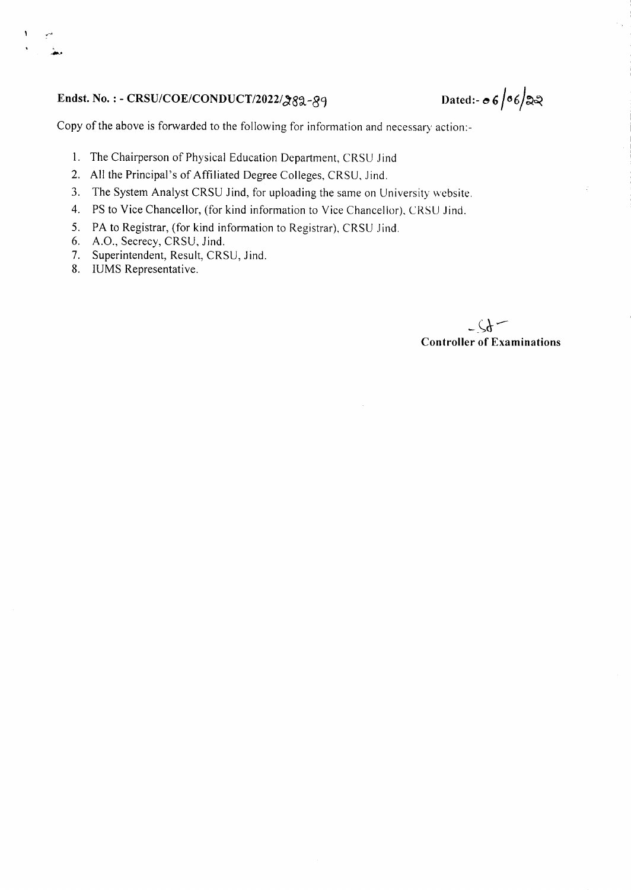**Endst. No. : - CRSU/COE/CONDUCT/2022/382-89** **Dated:- 06/06/22**

Copy of the above is forwarded to the following for information and necessary action:-

1. The Chairperson of Physical Education Department, CRSU Jind
2. All the Principal's of Affiliated Degree Colleges, CRSU, Jind.
3. The System Analyst CRSU Jind, for uploading the same on University website.
4. PS to Vice Chancellor, (for kind information to Vice Chancellor), CRSU Jind.
5. PA to Registrar, (for kind information to Registrar), CRSU Jind.
6. A.O., Secrecy, CRSU, Jind.
7. Superintendent, Result, CRSU, Jind.
8. IUMS Representative.

-Sd-

**Controller of Examinations**